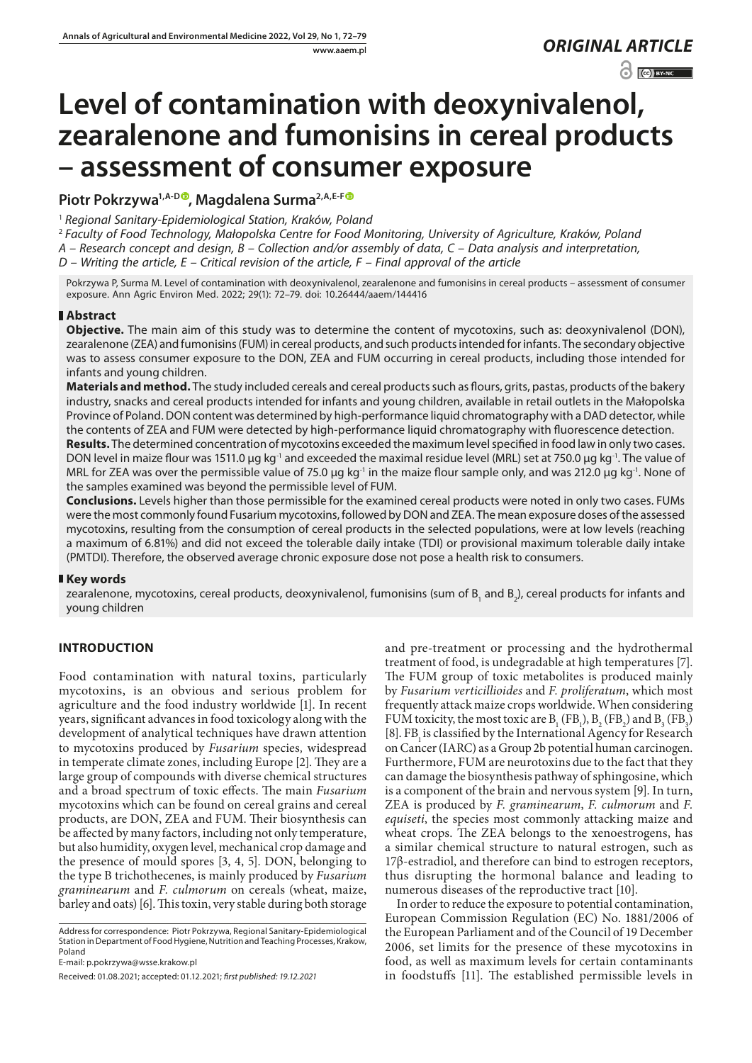*ORIGINAL ARTICLE*

# Level of contamination with deoxynivalenol, zearalenone and fumonisins in cereal products – assessment of consumer exposure

**Piotr Pokrzywa[1,A-D], Magdalena Surma[2,A,E-F]**

[1] *Regional Sanitary-Epidemiological Station, Kraków, Poland*

[2] *Faculty of Food Technology, Małopolska Centre for Food Monitoring, University of Agriculture, Kraków, Poland*

*A – Research concept and design, B – Collection and/or assembly of data, C – Data analysis and interpretation, D – Writing the article, E – Critical revision of the article, F – Final approval of the article*

Pokrzywa P, Surma M. Level of contamination with deoxynivalenol, zearalenone and fumonisins in cereal products – assessment of consumer exposure. Ann Agric Environ Med. 2022; 29(1): 72–79. doi: 10.26444/aaem/144416

## Abstract

**Objective.** The main aim of this study was to determine the content of mycotoxins, such as: deoxynivalenol (DON), zearalenone (ZEA) and fumonisins (FUM) in cereal products, and such products intended for infants. The secondary objective was to assess consumer exposure to the DON, ZEA and FUM occurring in cereal products, including those intended for infants and young children.

**Materials and method.** The study included cereals and cereal products such as flours, grits, pastas, products of the bakery industry, snacks and cereal products intended for infants and young children, available in retail outlets in the Małopolska Province of Poland. DON content was determined by high-performance liquid chromatography with a DAD detector, while the contents of ZEA and FUM were detected by high-performance liquid chromatography with fluorescence detection.

**Results.** The determined concentration of mycotoxins exceeded the maximum level specified in food law in only two cases. DON level in maize flour was 1511.0 µg kg$^{-1}$ and exceeded the maximal residue level (MRL) set at 750.0 µg kg$^{-1}$. The value of MRL for ZEA was over the permissible value of 75.0 µg kg$^{-1}$ in the maize flour sample only, and was 212.0 µg kg$^{-1}$. None of the samples examined was beyond the permissible level of FUM.

**Conclusions.** Levels higher than those permissible for the examined cereal products were noted in only two cases. FUMs were the most commonly found Fusarium mycotoxins, followed by DON and ZEA. The mean exposure doses of the assessed mycotoxins, resulting from the consumption of cereal products in the selected populations, were at low levels (reaching a maximum of 6.81%) and did not exceed the tolerable daily intake (TDI) or provisional maximum tolerable daily intake (PMTDI). Therefore, the observed average chronic exposure dose not pose a health risk to consumers.

## Key words

zearalenone, mycotoxins, cereal products, deoxynivalenol, fumonisins (sum of $B_1$ and $B_2$), cereal products for infants and young children

## INTRODUCTION

Food contamination with natural toxins, particularly mycotoxins, is an obvious and serious problem for agriculture and the food industry worldwide [1]. In recent years, significant advances in food toxicology along with the development of analytical techniques have drawn attention to mycotoxins produced by *Fusarium* species, widespread in temperate climate zones, including Europe [2]. They are a large group of compounds with diverse chemical structures and a broad spectrum of toxic effects. The main *Fusarium* mycotoxins which can be found on cereal grains and cereal products, are DON, ZEA and FUM. Their biosynthesis can be affected by many factors, including not only temperature, but also humidity, oxygen level, mechanical crop damage and the presence of mould spores [3, 4, 5]. DON, belonging to the type B trichothecenes, is mainly produced by *Fusarium graminearum* and *F. culmorum* on cereals (wheat, maize, barley and oats) [6]. This toxin, very stable during both storage and pre-treatment or processing and the hydrothermal treatment of food, is undegradable at high temperatures [7]. The FUM group of toxic metabolites is produced mainly by *Fusarium verticillioides* and *F. proliferatum*, which most frequently attack maize crops worldwide. When considering FUM toxicity, the most toxic are $B_1$ ($FB_1$), $B_2$ ($FB_2$) and $B_3$ ($FB_3$) [8]. $FB_1$ is classified by the International Agency for Research on Cancer (IARC) as a Group 2b potential human carcinogen. Furthermore, FUM are neurotoxins due to the fact that they can damage the biosynthesis pathway of sphingosine, which is a component of the brain and nervous system [9]. In turn, ZEA is produced by *F. graminearum*, *F. culmorum* and *F. equiseti*, the species most commonly attacking maize and wheat crops. The ZEA belongs to the xenoestrogens, has a similar chemical structure to natural estrogen, such as 17β-estradiol, and therefore can bind to estrogen receptors, thus disrupting the hormonal balance and leading to numerous diseases of the reproductive tract [10].

In order to reduce the exposure to potential contamination, European Commission Regulation (EC) No. 1881/2006 of the European Parliament and of the Council of 19 December 2006, set limits for the presence of these mycotoxins in food, as well as maximum levels for certain contaminants in foodstuffs [11]. The established permissible levels in

Address for correspondence: Piotr Pokrzywa, Regional Sanitary-Epidemiological Station in Department of Food Hygiene, Nutrition and Teaching Processes, Krakow, Poland
E-mail: p.pokrzywa@wsse.krakow.pl

Received: 01.08.2021; accepted: 01.12.2021; *first published: 19.12.2021*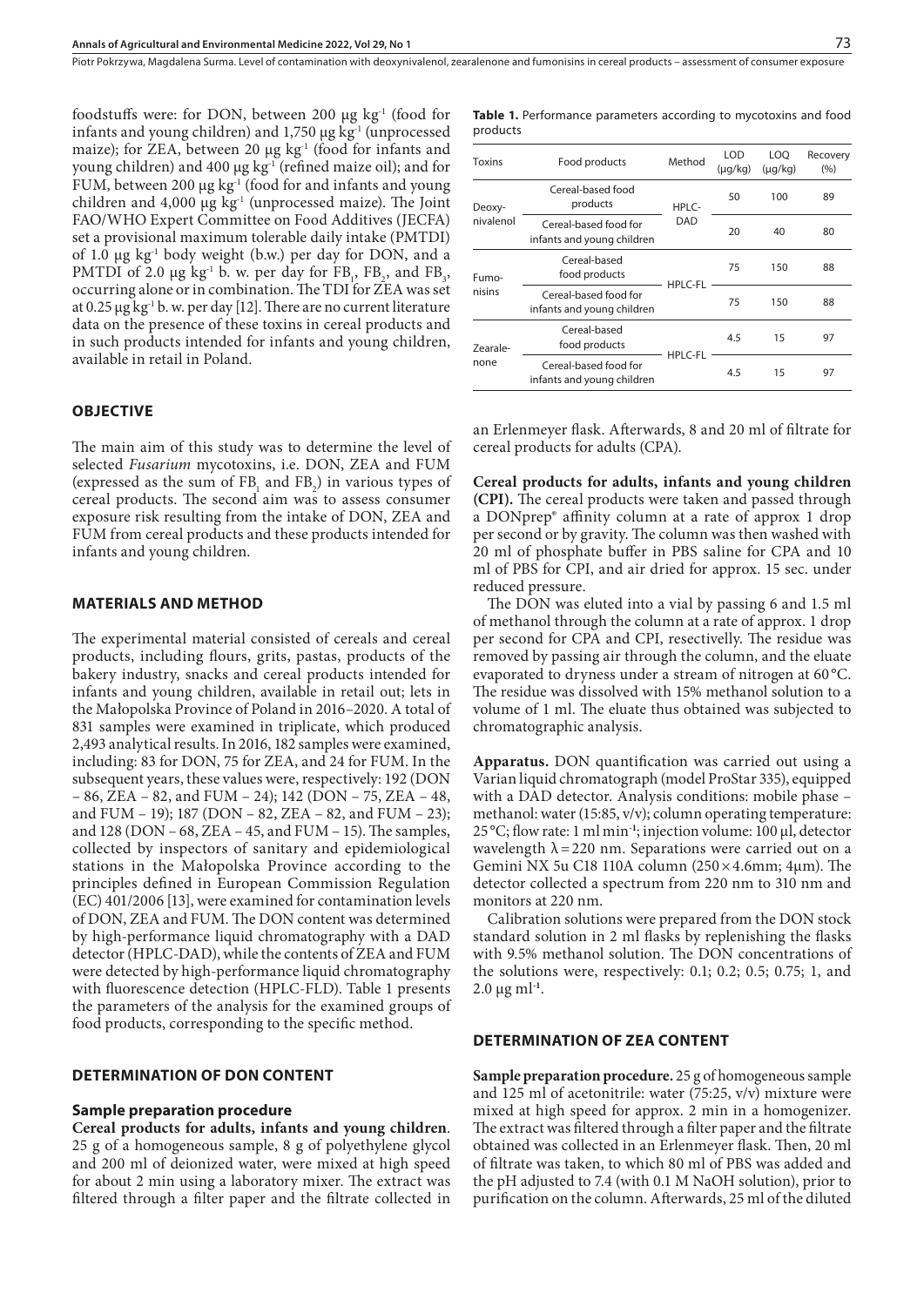foodstuffs were: for DON, between 200 μg kg$^{-1}$ (food for infants and young children) and 1,750 μg kg$^{-1}$ (unprocessed maize); for ZEA, between 20 μg kg$^{-1}$ (food for infants and young children) and 400 μg kg$^{-1}$ (refined maize oil); and for FUM, between 200 μg kg$^{-1}$ (food for and infants and young children and 4,000 μg kg$^{-1}$ (unprocessed maize). The Joint FAO/WHO Expert Committee on Food Additives (JECFA) set a provisional maximum tolerable daily intake (PMTDI) of 1.0 μg kg$^{-1}$ body weight (b.w.) per day for DON, and a PMTDI of 2.0 μg kg$^{-1}$ b. w. per day for $FB_1$, $FB_2$, and $FB_3$, occurring alone or in combination. The TDI for ZEA was set at 0.25 μg kg$^{-1}$ b. w. per day [12]. There are no current literature data on the presence of these toxins in cereal products and in such products intended for infants and young children, available in retail in Poland.

## OBJECTIVE

The main aim of this study was to determine the level of selected *Fusarium* mycotoxins, i.e. DON, ZEA and FUM (expressed as the sum of $FB_1$ and $FB_2$) in various types of cereal products. The second aim was to assess consumer exposure risk resulting from the intake of DON, ZEA and FUM from cereal products and these products intended for infants and young children.

## MATERIALS AND METHOD

The experimental material consisted of cereals and cereal products, including flours, grits, pastas, products of the bakery industry, snacks and cereal products intended for infants and young children, available in retail out; lets in the Małopolska Province of Poland in 2016–2020. A total of 831 samples were examined in triplicate, which produced 2,493 analytical results. In 2016, 182 samples were examined, including: 83 for DON, 75 for ZEA, and 24 for FUM. In the subsequent years, these values were, respectively: 192 (DON – 86, ZEA – 82, and FUM – 24); 142 (DON – 75, ZEA – 48, and FUM – 19); 187 (DON – 82, ZEA – 82, and FUM – 23); and 128 (DON – 68, ZEA – 45, and FUM – 15). The samples, collected by inspectors of sanitary and epidemiological stations in the Małopolska Province according to the principles defined in European Commission Regulation (EC) 401/2006 [13], were examined for contamination levels of DON, ZEA and FUM. The DON content was determined by high-performance liquid chromatography with a DAD detector (HPLC-DAD), while the contents of ZEA and FUM were detected by high-performance liquid chromatography with fluorescence detection (HPLC-FLD). Table 1 presents the parameters of the analysis for the examined groups of food products, corresponding to the specific method.

**Table 1.** Performance parameters according to mycotoxins and food products

| Toxins | Food products | Method | LOD (μg/kg) | LOQ (μg/kg) | Recovery (%) |
|---|---|---|---|---|---|
| Deoxy-nivalenol | Cereal-based food products | HPLC-DAD | 50 | 100 | 89 |
| | Cereal-based food for infants and young children | | 20 | 40 | 80 |
| Fumo-nisins | Cereal-based food products | HPLC-FL | 75 | 150 | 88 |
| | Cereal-based food for infants and young children | | 75 | 150 | 88 |
| Zearale-none | Cereal-based food products | HPLC-FL | 4.5 | 15 | 97 |
| | Cereal-based food for infants and young children | | 4.5 | 15 | 97 |

## DETERMINATION OF DON CONTENT

### Sample preparation procedure

**Cereal products for adults, infants and young children**. 25 g of a homogeneous sample, 8 g of polyethylene glycol and 200 ml of deionized water, were mixed at high speed for about 2 min using a laboratory mixer. The extract was filtered through a filter paper and the filtrate collected in an Erlenmeyer flask. Afterwards, 8 and 20 ml of filtrate for cereal products for adults (CPA).

**Cereal products for adults, infants and young children (CPI).** The cereal products were taken and passed through a DONprep® affinity column at a rate of approx 1 drop per second or by gravity. The column was then washed with 20 ml of phosphate buffer in PBS saline for CPA and 10 ml of PBS for CPI, and air dried for approx. 15 sec. under reduced pressure.

The DON was eluted into a vial by passing 6 and 1.5 ml of methanol through the column at a rate of approx. 1 drop per second for CPA and CPI, resectivelly. The residue was removed by passing air through the column, and the eluate evaporated to dryness under a stream of nitrogen at 60 °C. The residue was dissolved with 15% methanol solution to a volume of 1 ml. The eluate thus obtained was subjected to chromatographic analysis.

**Apparatus.** DON quantification was carried out using a Varian liquid chromatograph (model ProStar 335), equipped with a DAD detector. Analysis conditions: mobile phase – methanol: water (15:85, v/v); column operating temperature: 25 °C; flow rate: 1 ml min$^{-1}$; injection volume: 100 μl, detector wavelength $\lambda = 220$ nm. Separations were carried out on a Gemini NX 5u C18 110A column (250 × 4.6mm; 4μm). The detector collected a spectrum from 220 nm to 310 nm and monitors at 220 nm.

Calibration solutions were prepared from the DON stock standard solution in 2 ml flasks by replenishing the flasks with 9.5% methanol solution. The DON concentrations of the solutions were, respectively: 0.1; 0.2; 0.5; 0.75; 1, and 2.0 μg ml$^{-1}$.

## DETERMINATION OF ZEA CONTENT

**Sample preparation procedure.** 25 g of homogeneous sample and 125 ml of acetonitrile: water (75:25, v/v) mixture were mixed at high speed for approx. 2 min in a homogenizer. The extract was filtered through a filter paper and the filtrate obtained was collected in an Erlenmeyer flask. Then, 20 ml of filtrate was taken, to which 80 ml of PBS was added and the pH adjusted to 7.4 (with 0.1 M NaOH solution), prior to purification on the column. Afterwards, 25 ml of the diluted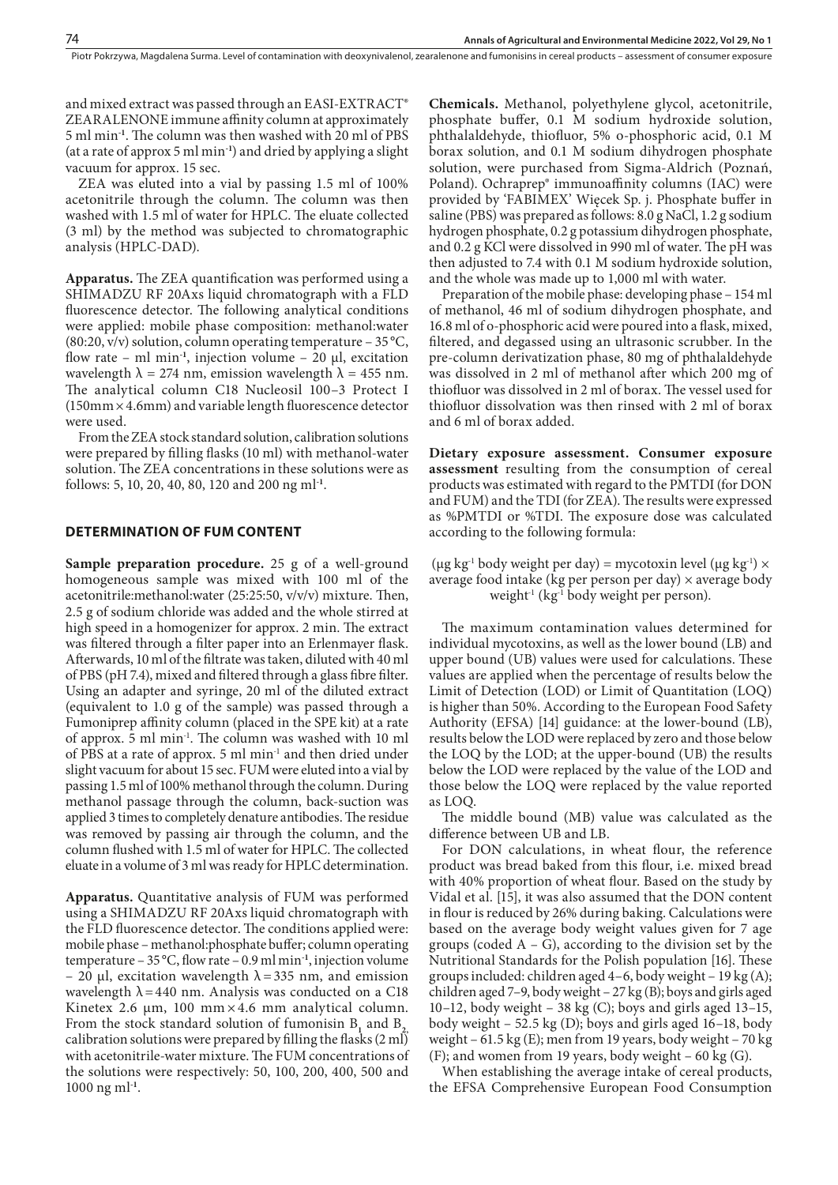and mixed extract was passed through an EASI-EXTRACT® ZEARALENONE immune affinity column at approximately 5 ml min$^{-1}$. The column was then washed with 20 ml of PBS (at a rate of approx 5 ml min$^{-1}$) and dried by applying a slight vacuum for approx. 15 sec.

ZEA was eluted into a vial by passing 1.5 ml of 100% acetonitrile through the column. The column was then washed with 1.5 ml of water for HPLC. The eluate collected (3 ml) by the method was subjected to chromatographic analysis (HPLC-DAD).

**Apparatus.** The ZEA quantification was performed using a SHIMADZU RF 20Axs liquid chromatograph with a FLD fluorescence detector. The following analytical conditions were applied: mobile phase composition: methanol:water (80:20, v/v) solution, column operating temperature – 35 °C, flow rate – ml min$^{-1}$, injection volume – 20 µl, excitation wavelength λ = 274 nm, emission wavelength λ = 455 nm. The analytical column C18 Nucleosil 100–3 Protect I (150mm × 4.6mm) and variable length fluorescence detector were used.

From the ZEA stock standard solution, calibration solutions were prepared by filling flasks (10 ml) with methanol-water solution. The ZEA concentrations in these solutions were as follows: 5, 10, 20, 40, 80, 120 and 200 ng ml$^{-1}$.

## DETERMINATION OF FUM CONTENT

**Sample preparation procedure.** 25 g of a well-ground homogeneous sample was mixed with 100 ml of the acetonitrile:methanol:water (25:25:50, v/v/v) mixture. Then, 2.5 g of sodium chloride was added and the whole stirred at high speed in a homogenizer for approx. 2 min. The extract was filtered through a filter paper into an Erlenmayer flask. Afterwards, 10 ml of the filtrate was taken, diluted with 40 ml of PBS (pH 7.4), mixed and filtered through a glass fibre filter. Using an adapter and syringe, 20 ml of the diluted extract (equivalent to 1.0 g of the sample) was passed through a Fumoniprep affinity column (placed in the SPE kit) at a rate of approx. 5 ml min$^{-1}$. The column was washed with 10 ml of PBS at a rate of approx. 5 ml min$^{-1}$ and then dried under slight vacuum for about 15 sec. FUM were eluted into a vial by passing 1.5 ml of 100% methanol through the column. During methanol passage through the column, back-suction was applied 3 times to completely denature antibodies. The residue was removed by passing air through the column, and the column flushed with 1.5 ml of water for HPLC. The collected eluate in a volume of 3 ml was ready for HPLC determination.

**Apparatus.** Quantitative analysis of FUM was performed using a SHIMADZU RF 20Axs liquid chromatograph with the FLD fluorescence detector. The conditions applied were: mobile phase – methanol:phosphate buffer; column operating temperature – 35 °C, flow rate – 0.9 ml min$^{-1}$, injection volume – 20 µl, excitation wavelength λ = 335 nm, and emission wavelength λ = 440 nm. Analysis was conducted on a C18 Kinetex 2.6 µm, 100 mm × 4.6 mm analytical column. From the stock standard solution of fumonisin $B_1$ and $B_2$, calibration solutions were prepared by filling the flasks (2 ml) with acetonitrile-water mixture. The FUM concentrations of the solutions were respectively: 50, 100, 200, 400, 500 and 1000 ng ml$^{-1}$.

**Chemicals.** Methanol, polyethylene glycol, acetonitrile, phosphate buffer, 0.1 M sodium hydroxide solution, phthalaldehyde, thiofluor, 5% o-phosphoric acid, 0.1 M borax solution, and 0.1 M sodium dihydrogen phosphate solution, were purchased from Sigma-Aldrich (Poznań, Poland). Ochraprep® immunoaffinity columns (IAC) were provided by 'FABIMEX' Więcek Sp. j. Phosphate buffer in saline (PBS) was prepared as follows: 8.0 g NaCl, 1.2 g sodium hydrogen phosphate, 0.2 g potassium dihydrogen phosphate, and 0.2 g KCl were dissolved in 990 ml of water. The pH was then adjusted to 7.4 with 0.1 M sodium hydroxide solution, and the whole was made up to 1,000 ml with water.

Preparation of the mobile phase: developing phase – 154 ml of methanol, 46 ml of sodium dihydrogen phosphate, and 16.8 ml of o-phosphoric acid were poured into a flask, mixed, filtered, and degassed using an ultrasonic scrubber. In the pre-column derivatization phase, 80 mg of phthalaldehyde was dissolved in 2 ml of methanol after which 200 mg of thiofluor was dissolved in 2 ml of borax. The vessel used for thiofluor dissolvation was then rinsed with 2 ml of borax and 6 ml of borax added.

**Dietary exposure assessment. Consumer exposure assessment** resulting from the consumption of cereal products was estimated with regard to the PMTDI (for DON and FUM) and the TDI (for ZEA). The results were expressed as %PMTDI or %TDI. The exposure dose was calculated according to the following formula:

(µg kg$^{-1}$ body weight per day) = mycotoxin level (µg kg$^{-1}$) × average food intake (kg per person per day) × average body weight$^{-1}$ (kg$^{-1}$ body weight per person).

The maximum contamination values determined for individual mycotoxins, as well as the lower bound (LB) and upper bound (UB) values were used for calculations. These values are applied when the percentage of results below the Limit of Detection (LOD) or Limit of Quantitation (LOQ) is higher than 50%. According to the European Food Safety Authority (EFSA) [14] guidance: at the lower-bound (LB), results below the LOD were replaced by zero and those below the LOQ by the LOD; at the upper-bound (UB) the results below the LOD were replaced by the value of the LOD and those below the LOQ were replaced by the value reported as LOQ.

The middle bound (MB) value was calculated as the difference between UB and LB.

For DON calculations, in wheat flour, the reference product was bread baked from this flour, i.e. mixed bread with 40% proportion of wheat flour. Based on the study by Vidal et al. [15], it was also assumed that the DON content in flour is reduced by 26% during baking. Calculations were based on the average body weight values given for 7 age groups (coded A – G), according to the division set by the Nutritional Standards for the Polish population [16]. These groups included: children aged 4–6, body weight – 19 kg (A); children aged 7–9, body weight – 27 kg (B); boys and girls aged 10–12, body weight – 38 kg (C); boys and girls aged 13–15, body weight – 52.5 kg (D); boys and girls aged 16–18, body weight – 61.5 kg (E); men from 19 years, body weight – 70 kg (F); and women from 19 years, body weight – 60 kg (G).

When establishing the average intake of cereal products, the EFSA Comprehensive European Food Consumption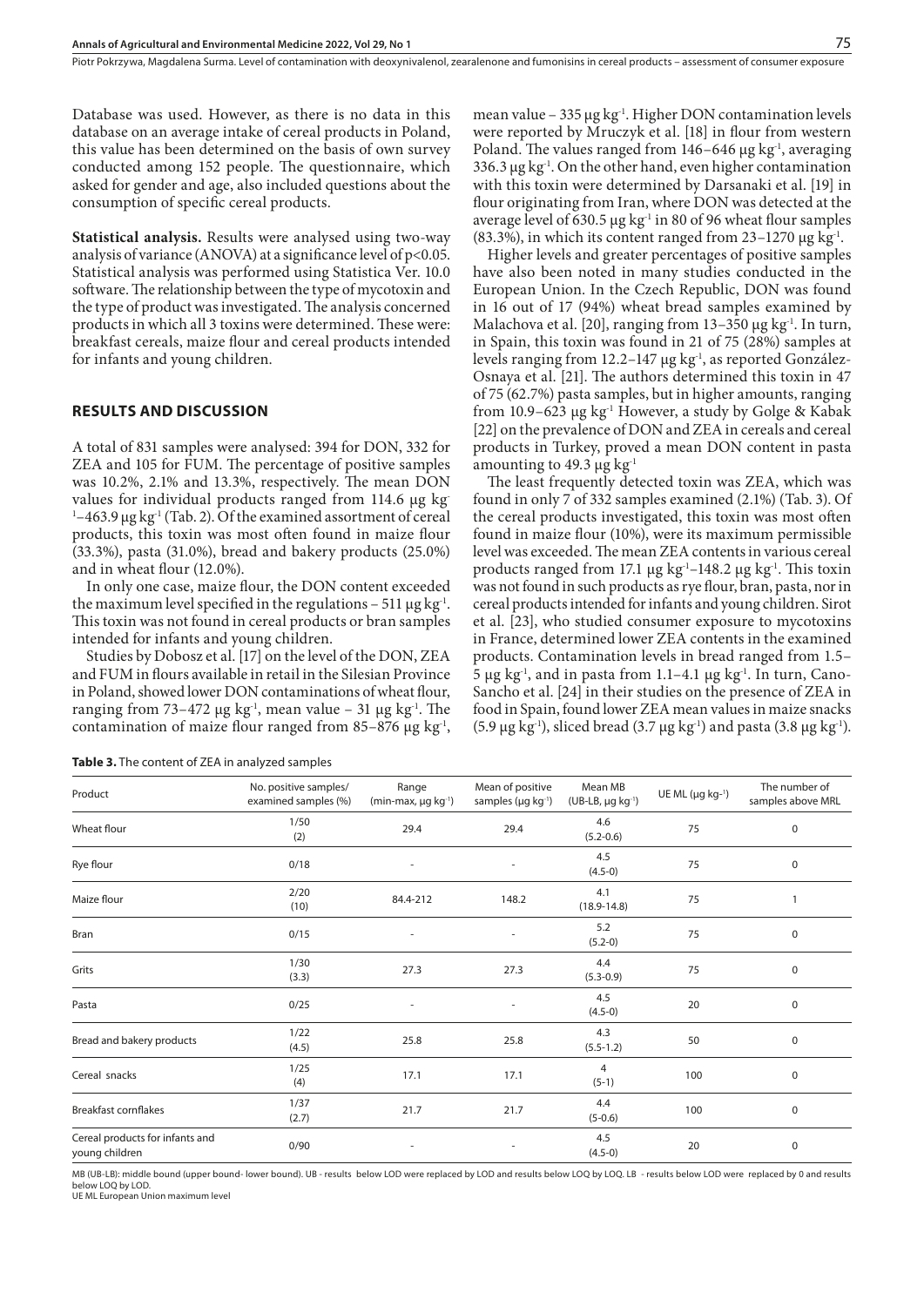Database was used. However, as there is no data in this database on an average intake of cereal products in Poland, this value has been determined on the basis of own survey conducted among 152 people. The questionnaire, which asked for gender and age, also included questions about the consumption of specific cereal products.

**Statistical analysis.** Results were analysed using two-way analysis of variance (ANOVA) at a significance level of $p<0.05$. Statistical analysis was performed using Statistica Ver. 10.0 software. The relationship between the type of mycotoxin and the type of product was investigated. The analysis concerned products in which all 3 toxins were determined. These were: breakfast cereals, maize flour and cereal products intended for infants and young children.

## RESULTS AND DISCUSSION

A total of 831 samples were analysed: 394 for DON, 332 for ZEA and 105 for FUM. The percentage of positive samples was 10.2%, 2.1% and 13.3%, respectively. The mean DON values for individual products ranged from 114.6 µg kg$^{-1}$–463.9 µg kg$^{-1}$ (Tab. 2). Of the examined assortment of cereal products, this toxin was most often found in maize flour (33.3%), pasta (31.0%), bread and bakery products (25.0%) and in wheat flour (12.0%).

In only one case, maize flour, the DON content exceeded the maximum level specified in the regulations – 511 µg kg$^{-1}$. This toxin was not found in cereal products or bran samples intended for infants and young children.

Studies by Dobosz et al. [17] on the level of the DON, ZEA and FUM in flours available in retail in the Silesian Province in Poland, showed lower DON contaminations of wheat flour, ranging from 73–472 µg kg$^{-1}$, mean value – 31 µg kg$^{-1}$. The contamination of maize flour ranged from 85–876 µg kg$^{-1}$, mean value – 335 µg kg$^{-1}$. Higher DON contamination levels were reported by Mruczyk et al. [18] in flour from western Poland. The values ranged from 146–646 µg kg$^{-1}$, averaging 336.3 µg kg$^{-1}$. On the other hand, even higher contamination with this toxin were determined by Darsanaki et al. [19] in flour originating from Iran, where DON was detected at the average level of 630.5 µg kg$^{-1}$ in 80 of 96 wheat flour samples (83.3%), in which its content ranged from 23–1270 µg kg$^{-1}$.

Higher levels and greater percentages of positive samples have also been noted in many studies conducted in the European Union. In the Czech Republic, DON was found in 16 out of 17 (94%) wheat bread samples examined by Malachova et al. [20], ranging from 13–350 µg kg$^{-1}$. In turn, in Spain, this toxin was found in 21 of 75 (28%) samples at levels ranging from 12.2–147 µg kg$^{-1}$, as reported González-Osnaya et al. [21]. The authors determined this toxin in 47 of 75 (62.7%) pasta samples, but in higher amounts, ranging from 10.9–623 µg kg$^{-1}$ However, a study by Golge & Kabak [22] on the prevalence of DON and ZEA in cereals and cereal products in Turkey, proved a mean DON content in pasta amounting to 49.3 µg kg$^{-1}$

The least frequently detected toxin was ZEA, which was found in only 7 of 332 samples examined (2.1%) (Tab. 3). Of the cereal products investigated, this toxin was most often found in maize flour (10%), were its maximum permissible level was exceeded. The mean ZEA contents in various cereal products ranged from 17.1 µg kg$^{-1}$–148.2 µg kg$^{-1}$. This toxin was not found in such products as rye flour, bran, pasta, nor in cereal products intended for infants and young children. Sirot et al. [23], who studied consumer exposure to mycotoxins in France, determined lower ZEA contents in the examined products. Contamination levels in bread ranged from 1.5–5 µg kg$^{-1}$, and in pasta from 1.1–4.1 µg kg$^{-1}$. In turn, Cano-Sancho et al. [24] in their studies on the presence of ZEA in food in Spain, found lower ZEA mean values in maize snacks (5.9 µg kg$^{-1}$), sliced bread (3.7 µg kg$^{-1}$) and pasta (3.8 µg kg$^{-1}$).

**Table 3.** The content of ZEA in analyzed samples

| Product | No. positive samples/ examined samples (%) | Range (min-max, µg kg$^{-1}$) | Mean of positive samples (µg kg$^{-1}$) | Mean MB (UB-LB, µg kg$^{-1}$) | UE ML (µg kg$^{-1}$) | The number of samples above MRL |
|---|---|---|---|---|---|---|
| Wheat flour | 1/50 (2) | 29.4 | 29.4 | 4.6 (5.2-0.6) | 75 | 0 |
| Rye flour | 0/18 | - | - | 4.5 (4.5-0) | 75 | 0 |
| Maize flour | 2/20 (10) | 84.4-212 | 148.2 | 4.1 (18.9-14.8) | 75 | 1 |
| Bran | 0/15 | - | - | 5.2 (5.2-0) | 75 | 0 |
| Grits | 1/30 (3.3) | 27.3 | 27.3 | 4.4 (5.3-0.9) | 75 | 0 |
| Pasta | 0/25 | - | - | 4.5 (4.5-0) | 20 | 0 |
| Bread and bakery products | 1/22 (4.5) | 25.8 | 25.8 | 4.3 (5.5-1.2) | 50 | 0 |
| Cereal snacks | 1/25 (4) | 17.1 | 17.1 | 4 (5-1) | 100 | 0 |
| Breakfast cornflakes | 1/37 (2.7) | 21.7 | 21.7 | 4.4 (5-0.6) | 100 | 0 |
| Cereal products for infants and young children | 0/90 | - | - | 4.5 (4.5-0) | 20 | 0 |

MB (UB-LB): middle bound (upper bound- lower bound). UB - results below LOD were replaced by LOD and results below LOQ by LOQ. LB - results below LOD were replaced by 0 and results below LOQ by LOD.
UE ML European Union maximum level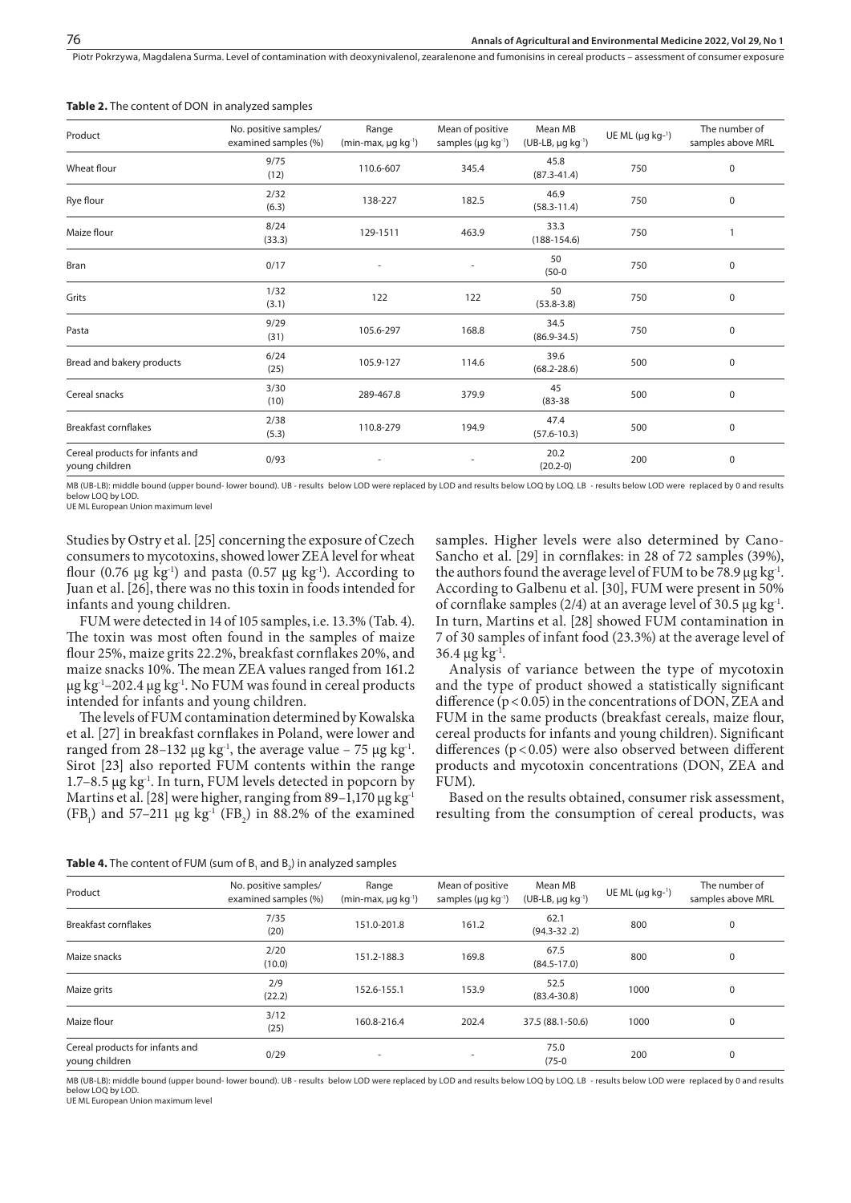**Table 2.** The content of DON in analyzed samples

| Product | No. positive samples/ examined samples (%) | Range (min-max, μg kg$^{-1}$) | Mean of positive samples (μg kg$^{-1}$) | Mean MB (UB-LB, μg kg$^{-1}$) | UE ML (μg kg$^{-1}$) | The number of samples above MRL |
|---|---|---|---|---|---|---|
| Wheat flour | 9/75 (12) | 110.6-607 | 345.4 | 45.8 (87.3-41.4) | 750 | 0 |
| Rye flour | 2/32 (6.3) | 138-227 | 182.5 | 46.9 (58.3-11.4) | 750 | 0 |
| Maize flour | 8/24 (33.3) | 129-1511 | 463.9 | 33.3 (188-154.6) | 750 | 1 |
| Bran | 0/17 | - | - | 50 (50-0 | 750 | 0 |
| Grits | 1/32 (3.1) | 122 | 122 | 50 (53.8-3.8) | 750 | 0 |
| Pasta | 9/29 (31) | 105.6-297 | 168.8 | 34.5 (86.9-34.5) | 750 | 0 |
| Bread and bakery products | 6/24 (25) | 105.9-127 | 114.6 | 39.6 (68.2-28.6) | 500 | 0 |
| Cereal snacks | 3/30 (10) | 289-467.8 | 379.9 | 45 (83-38 | 500 | 0 |
| Breakfast cornflakes | 2/38 (5.3) | 110.8-279 | 194.9 | 47.4 (57.6-10.3) | 500 | 0 |
| Cereal products for infants and young children | 0/93 | - | - | 20.2 (20.2-0) | 200 | 0 |

MB (UB-LB): middle bound (upper bound- lower bound). UB - results below LOD were replaced by LOD and results below LOQ by LOQ. LB - results below LOD were replaced by 0 and results below LOQ by LOD.
UE ML European Union maximum level

Studies by Ostry et al. [25] concerning the exposure of Czech consumers to mycotoxins, showed lower ZEA level for wheat flour (0.76 μg kg$^{-1}$) and pasta (0.57 μg kg$^{-1}$). According to Juan et al. [26], there was no this toxin in foods intended for infants and young children.

FUM were detected in 14 of 105 samples, i.e. 13.3% (Tab. 4). The toxin was most often found in the samples of maize flour 25%, maize grits 22.2%, breakfast cornflakes 20%, and maize snacks 10%. The mean ZEA values ranged from 161.2 μg kg$^{-1}$–202.4 μg kg$^{-1}$. No FUM was found in cereal products intended for infants and young children.

The levels of FUM contamination determined by Kowalska et al. [27] in breakfast cornflakes in Poland, were lower and ranged from 28–132 μg kg$^{-1}$, the average value – 75 μg kg$^{-1}$. Sirot [23] also reported FUM contents within the range 1.7–8.5 μg kg$^{-1}$. In turn, FUM levels detected in popcorn by Martins et al. [28] were higher, ranging from 89–1,170 μg kg$^{-1}$ ($FB_1$) and 57–211 μg kg$^{-1}$ ($FB_2$) in 88.2% of the examined samples. Higher levels were also determined by Cano-Sancho et al. [29] in cornflakes: in 28 of 72 samples (39%), the authors found the average level of FUM to be 78.9 μg kg$^{-1}$. According to Galbenu et al. [30], FUM were present in 50% of cornflake samples (2/4) at an average level of 30.5 μg kg$^{-1}$. In turn, Martins et al. [28] showed FUM contamination in 7 of 30 samples of infant food (23.3%) at the average level of 36.4 μg kg$^{-1}$.

Analysis of variance between the type of mycotoxin and the type of product showed a statistically significant difference ($p < 0.05$) in the concentrations of DON, ZEA and FUM in the same products (breakfast cereals, maize flour, cereal products for infants and young children). Significant differences ($p < 0.05$) were also observed between different products and mycotoxin concentrations (DON, ZEA and FUM).

Based on the results obtained, consumer risk assessment, resulting from the consumption of cereal products, was

**Table 4.** The content of FUM (sum of $B_1$ and $B_2$) in analyzed samples

| Product | No. positive samples/ examined samples (%) | Range (min-max, μg kg$^{-1}$) | Mean of positive samples (μg kg$^{-1}$) | Mean MB (UB-LB, μg kg$^{-1}$) | UE ML (μg kg$^{-1}$) | The number of samples above MRL |
|---|---|---|---|---|---|---|
| Breakfast cornflakes | 7/35 (20) | 151.0-201.8 | 161.2 | 62.1 (94.3-32 .2) | 800 | 0 |
| Maize snacks | 2/20 (10.0) | 151.2-188.3 | 169.8 | 67.5 (84.5-17.0) | 800 | 0 |
| Maize grits | 2/9 (22.2) | 152.6-155.1 | 153.9 | 52.5 (83.4-30.8) | 1000 | 0 |
| Maize flour | 3/12 (25) | 160.8-216.4 | 202.4 | 37.5 (88.1-50.6) | 1000 | 0 |
| Cereal products for infants and young children | 0/29 | - | - | 75.0 (75-0 | 200 | 0 |

MB (UB-LB): middle bound (upper bound- lower bound). UB - results below LOD were replaced by LOD and results below LOQ by LOQ. LB - results below LOD were replaced by 0 and results below LOQ by LOD.
UE ML European Union maximum level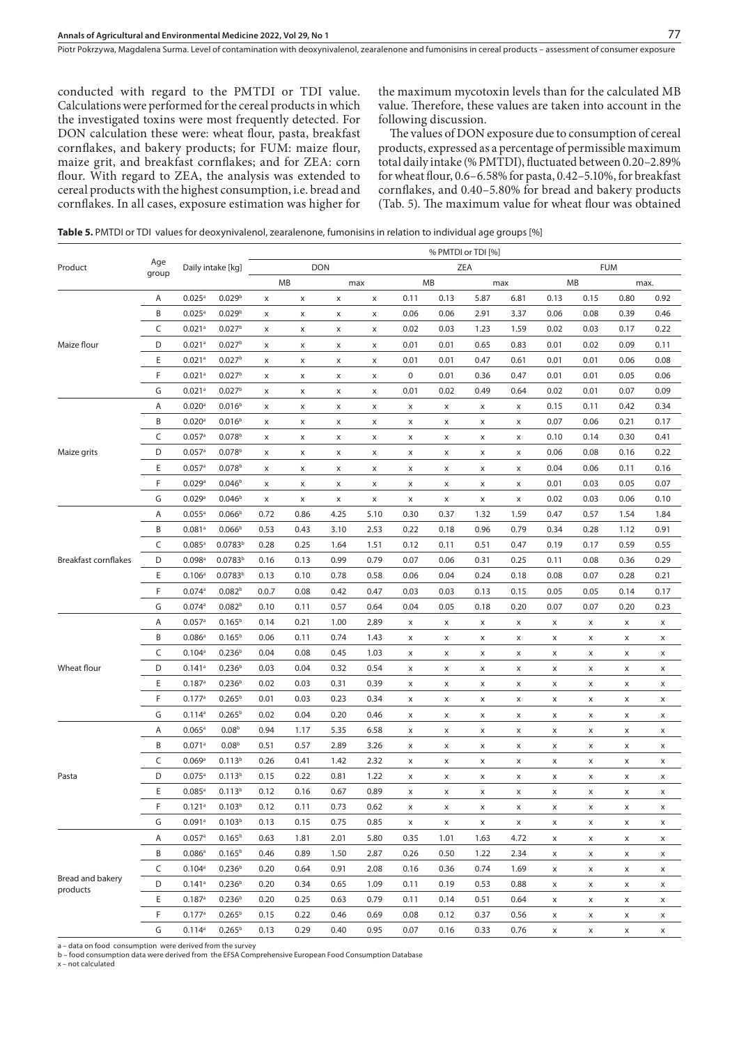conducted with regard to the PMTDI or TDI value. Calculations were performed for the cereal products in which the investigated toxins were most frequently detected. For DON calculation these were: wheat flour, pasta, breakfast cornflakes, and bakery products; for FUM: maize flour, maize grit, and breakfast cornflakes; and for ZEA: corn flour. With regard to ZEA, the analysis was extended to cereal products with the highest consumption, i.e. bread and cornflakes. In all cases, exposure estimation was higher for the maximum mycotoxin levels than for the calculated MB value. Therefore, these values are taken into account in the following discussion.

The values of DON exposure due to consumption of cereal products, expressed as a percentage of permissible maximum total daily intake (% PMTDI), fluctuated between 0.20–2.89% for wheat flour, 0.6–6.58% for pasta, 0.42–5.10%, for breakfast cornflakes, and 0.40–5.80% for bread and bakery products (Tab. 5). The maximum value for wheat flour was obtained

**Table 5.** PMTDI or TDI values for deoxynivalenol, zearalenone, fumonisins in relation to individual age groups [%]

| Product | Age group | Daily intake [kg] | | % PMTDI or TDI [%] | | | | | | | | | | | |
|---|---|---|---|---|---|---|---|---|---|---|---|---|---|---|---|
| | | | | DON | | | | ZEA | | | | FUM | | | |
| | | | | MB | | max | | MB | | max | | MB | | max. | |
| Maize flour | A | 0.025[a] | 0.029[b] | x | x | x | x | 0.11 | 0.13 | 5.87 | 6.81 | 0.13 | 0.15 | 0.80 | 0.92 |
| | B | 0.025[a] | 0.029[b] | x | x | x | x | 0.06 | 0.06 | 2.91 | 3.37 | 0.06 | 0.08 | 0.39 | 0.46 |
| | C | 0.021[a] | 0.027[b] | x | x | x | x | 0.02 | 0.03 | 1.23 | 1.59 | 0.02 | 0.03 | 0.17 | 0.22 |
| | D | 0.021[a] | 0.027[b] | x | x | x | x | 0.01 | 0.01 | 0.65 | 0.83 | 0.01 | 0.02 | 0.09 | 0.11 |
| | E | 0.021[a] | 0.027[b] | x | x | x | x | 0.01 | 0.01 | 0.47 | 0.61 | 0.01 | 0.01 | 0.06 | 0.08 |
| | F | 0.021[a] | 0.027[b] | x | x | x | x | 0 | 0.01 | 0.36 | 0.47 | 0.01 | 0.01 | 0.05 | 0.06 |
| | G | 0.021[a] | 0.027[b] | x | x | x | x | 0.01 | 0.02 | 0.49 | 0.64 | 0.02 | 0.01 | 0.07 | 0.09 |
| Maize grits | A | 0.020[a] | 0.016[b] | x | x | x | x | x | x | x | x | 0.15 | 0.11 | 0.42 | 0.34 |
| | B | 0.020[a] | 0.016[b] | x | x | x | x | x | x | x | x | 0.07 | 0.06 | 0.21 | 0.17 |
| | C | 0.057[a] | 0.078[b] | x | x | x | x | x | x | x | x | 0.10 | 0.14 | 0.30 | 0.41 |
| | D | 0.057[a] | 0.078[b] | x | x | x | x | x | x | x | x | 0.06 | 0.08 | 0.16 | 0.22 |
| | E | 0.057[a] | 0.078[b] | x | x | x | x | x | x | x | x | 0.04 | 0.06 | 0.11 | 0.16 |
| | F | 0.029[a] | 0.046[b] | x | x | x | x | x | x | x | x | 0.01 | 0.03 | 0.05 | 0.07 |
| | G | 0.029[a] | 0.046[b] | x | x | x | x | x | x | x | x | 0.02 | 0.03 | 0.06 | 0.10 |
| Breakfast cornflakes | A | 0.055[a] | 0.066[b] | 0.72 | 0.86 | 4.25 | 5.10 | 0.30 | 0.37 | 1.32 | 1.59 | 0.47 | 0.57 | 1.54 | 1.84 |
| | B | 0.081[a] | 0.066[b] | 0.53 | 0.43 | 3.10 | 2.53 | 0.22 | 0.18 | 0.96 | 0.79 | 0.34 | 0.28 | 1.12 | 0.91 |
| | C | 0.085[a] | 0.0783[b] | 0.28 | 0.25 | 1.64 | 1.51 | 0.12 | 0.11 | 0.51 | 0.47 | 0.19 | 0.17 | 0.59 | 0.55 |
| | D | 0.098[a] | 0.0783[b] | 0.16 | 0.13 | 0.99 | 0.79 | 0.07 | 0.06 | 0.31 | 0.25 | 0.11 | 0.08 | 0.36 | 0.29 |
| | E | 0.106[a] | 0.0783[b] | 0.13 | 0.10 | 0.78 | 0.58 | 0.06 | 0.04 | 0.24 | 0.18 | 0.08 | 0.07 | 0.28 | 0.21 |
| | F | 0.074[a] | 0.082[b] | 0.0.7 | 0.08 | 0.42 | 0.47 | 0.03 | 0.03 | 0.13 | 0.15 | 0.05 | 0.05 | 0.14 | 0.17 |
| | G | 0.074[a] | 0.082[b] | 0.10 | 0.11 | 0.57 | 0.64 | 0.04 | 0.05 | 0.18 | 0.20 | 0.07 | 0.07 | 0.20 | 0.23 |
| Wheat flour | A | 0.057[a] | 0.165[b] | 0.14 | 0.21 | 1.00 | 2.89 | x | x | x | x | x | x | x | x |
| | B | 0.086[a] | 0.165[b] | 0.06 | 0.11 | 0.74 | 1.43 | x | x | x | x | x | x | x | x |
| | C | 0.104[a] | 0.236[b] | 0.04 | 0.08 | 0.45 | 1.03 | x | x | x | x | x | x | x | x |
| | D | 0.141[a] | 0.236[b] | 0.03 | 0.04 | 0.32 | 0.54 | x | x | x | x | x | x | x | x |
| | E | 0.187[a] | 0.236[b] | 0.02 | 0.03 | 0.31 | 0.39 | x | x | x | x | x | x | x | x |
| | F | 0.177[a] | 0.265[b] | 0.01 | 0.03 | 0.23 | 0.34 | x | x | x | x | x | x | x | x |
| | G | 0.114[a] | 0.265[b] | 0.02 | 0.04 | 0.20 | 0.46 | x | x | x | x | x | x | x | x |
| Pasta | A | 0.065[a] | 0.08[b] | 0.94 | 1.17 | 5.35 | 6.58 | x | x | x | x | x | x | x | x |
| | B | 0.071[a] | 0.08[b] | 0.51 | 0.57 | 2.89 | 3.26 | x | x | x | x | x | x | x | x |
| | C | 0.069[a] | 0.113[b] | 0.26 | 0.41 | 1.42 | 2.32 | x | x | x | x | x | x | x | x |
| | D | 0.075[a] | 0.113[b] | 0.15 | 0.22 | 0.81 | 1.22 | x | x | x | x | x | x | x | x |
| | E | 0.085[a] | 0.113[b] | 0.12 | 0.16 | 0.67 | 0.89 | x | x | x | x | x | x | x | x |
| | F | 0.121[a] | 0.103[b] | 0.12 | 0.11 | 0.73 | 0.62 | x | x | x | x | x | x | x | x |
| | G | 0.091[a] | 0.103[b] | 0.13 | 0.15 | 0.75 | 0.85 | x | x | x | x | x | x | x | x |
| Bread and bakery products | A | 0.057[a] | 0.165[b] | 0.63 | 1.81 | 2.01 | 5.80 | 0.35 | 1.01 | 1.63 | 4.72 | x | x | x | x |
| | B | 0.086[a] | 0.165[b] | 0.46 | 0.89 | 1.50 | 2.87 | 0.26 | 0.50 | 1.22 | 2.34 | x | x | x | x |
| | C | 0.104[a] | 0.236[b] | 0.20 | 0.64 | 0.91 | 2.08 | 0.16 | 0.36 | 0.74 | 1.69 | x | x | x | x |
| | D | 0.141[a] | 0.236[b] | 0.20 | 0.34 | 0.65 | 1.09 | 0.11 | 0.19 | 0.53 | 0.88 | x | x | x | x |
| | E | 0.187[a] | 0.236[b] | 0.20 | 0.25 | 0.63 | 0.79 | 0.11 | 0.14 | 0.51 | 0.64 | x | x | x | x |
| | F | 0.177[a] | 0.265[b] | 0.15 | 0.22 | 0.46 | 0.69 | 0.08 | 0.12 | 0.37 | 0.56 | x | x | x | x |
| | G | 0.114[a] | 0.265[b] | 0.13 | 0.29 | 0.40 | 0.95 | 0.07 | 0.16 | 0.33 | 0.76 | x | x | x | x |

a – data on food consumption were derived from the survey
b – food consumption data were derived from the EFSA Comprehensive European Food Consumption Database
x – not calculated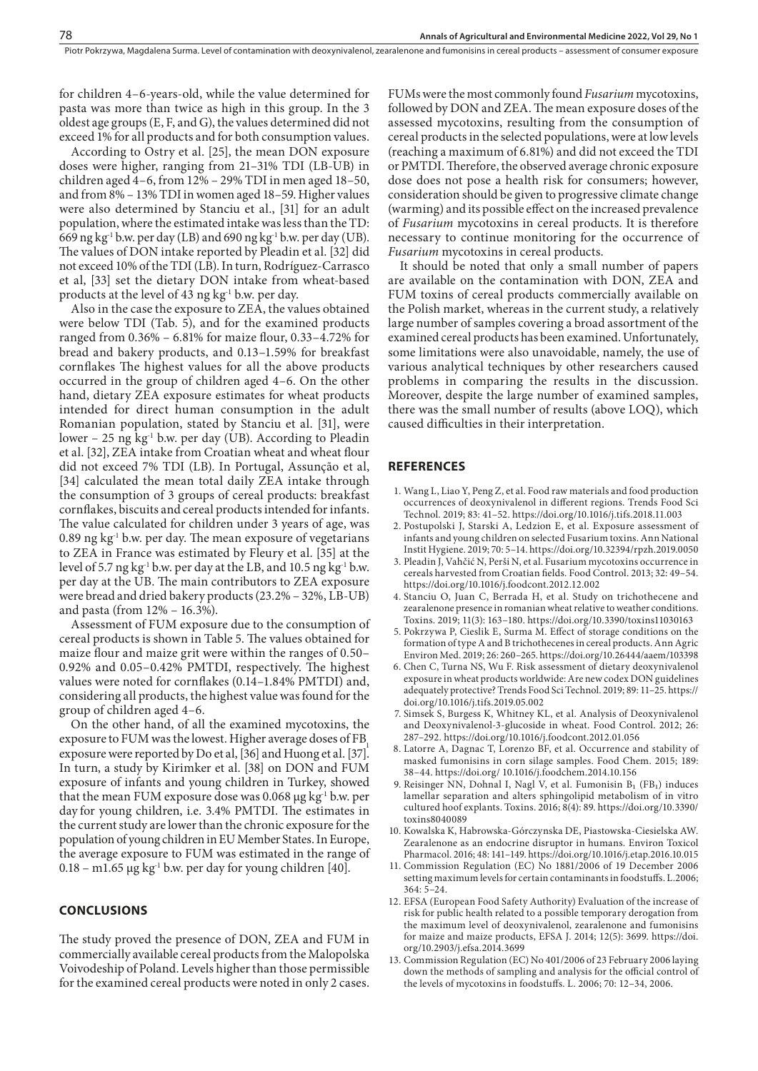for children 4–6-years-old, while the value determined for pasta was more than twice as high in this group. In the 3 oldest age groups (E, F, and G), the values determined did not exceed 1% for all products and for both consumption values.

According to Ostry et al. [25], the mean DON exposure doses were higher, ranging from 21–31% TDI (LB-UB) in children aged 4–6, from 12% – 29% TDI in men aged 18–50, and from 8% – 13% TDI in women aged 18–59. Higher values were also determined by Stanciu et al., [31] for an adult population, where the estimated intake was less than the TD: 669 ng kg$^{-1}$ b.w. per day (LB) and 690 ng kg$^{-1}$ b.w. per day (UB). The values of DON intake reported by Pleadin et al. [32] did not exceed 10% of the TDI (LB). In turn, Rodríguez-Carrasco et al, [33] set the dietary DON intake from wheat-based products at the level of 43 ng kg$^{-1}$ b.w. per day.

Also in the case the exposure to ZEA, the values obtained were below TDI (Tab. 5), and for the examined products ranged from 0.36% – 6.81% for maize flour, 0.33–4.72% for bread and bakery products, and 0.13–1.59% for breakfast cornflakes The highest values for all the above products occurred in the group of children aged 4–6. On the other hand, dietary ZEA exposure estimates for wheat products intended for direct human consumption in the adult Romanian population, stated by Stanciu et al. [31], were lower – 25 ng kg$^{-1}$ b.w. per day (UB). According to Pleadin et al. [32], ZEA intake from Croatian wheat and wheat flour did not exceed 7% TDI (LB). In Portugal, Assunção et al, [34] calculated the mean total daily ZEA intake through the consumption of 3 groups of cereal products: breakfast cornflakes, biscuits and cereal products intended for infants. The value calculated for children under 3 years of age, was 0.89 ng kg$^{-1}$ b.w. per day. The mean exposure of vegetarians to ZEA in France was estimated by Fleury et al. [35] at the level of 5.7 ng kg$^{-1}$ b.w. per day at the LB, and 10.5 ng kg$^{-1}$ b.w. per day at the UB. The main contributors to ZEA exposure were bread and dried bakery products (23.2% – 32%, LB-UB) and pasta (from 12% – 16.3%).

Assessment of FUM exposure due to the consumption of cereal products is shown in Table 5. The values obtained for maize flour and maize grit were within the ranges of 0.50–0.92% and 0.05–0.42% PMTDI, respectively. The highest values were noted for cornflakes (0.14–1.84% PMTDI) and, considering all products, the highest value was found for the group of children aged 4–6.

On the other hand, of all the examined mycotoxins, the exposure to FUM was the lowest. Higher average doses of $FB_1$ exposure were reported by Do et al, [36] and Huong et al. [37]. In turn, a study by Kirimker et al. [38] on DON and FUM exposure of infants and young children in Turkey, showed that the mean FUM exposure dose was 0.068 μg kg$^{-1}$ b.w. per day for young children, i.e. 3.4% PMTDI. The estimates in the current study are lower than the chronic exposure for the population of young children in EU Member States. In Europe, the average exposure to FUM was estimated in the range of 0.18 – m1.65 μg kg$^{-1}$ b.w. per day for young children [40].

## CONCLUSIONS

The study proved the presence of DON, ZEA and FUM in commercially available cereal products from the Malopolska Voivodeship of Poland. Levels higher than those permissible for the examined cereal products were noted in only 2 cases. FUMs were the most commonly found *Fusarium* mycotoxins, followed by DON and ZEA. The mean exposure doses of the assessed mycotoxins, resulting from the consumption of cereal products in the selected populations, were at low levels (reaching a maximum of 6.81%) and did not exceed the TDI or PMTDI. Therefore, the observed average chronic exposure dose does not pose a health risk for consumers; however, consideration should be given to progressive climate change (warming) and its possible effect on the increased prevalence of *Fusarium* mycotoxins in cereal products. It is therefore necessary to continue monitoring for the occurrence of *Fusarium* mycotoxins in cereal products.

It should be noted that only a small number of papers are available on the contamination with DON, ZEA and FUM toxins of cereal products commercially available on the Polish market, whereas in the current study, a relatively large number of samples covering a broad assortment of the examined cereal products has been examined. Unfortunately, some limitations were also unavoidable, namely, the use of various analytical techniques by other researchers caused problems in comparing the results in the discussion. Moreover, despite the large number of examined samples, there was the small number of results (above LOQ), which caused difficulties in their interpretation.

## REFERENCES

1. Wang L, Liao Y, Peng Z, et al. Food raw materials and food production occurrences of deoxynivalenol in different regions. Trends Food Sci Technol. 2019; 83: 41–52. https://doi.org/10.1016/j.tifs.2018.11.003
2. Postupolski J, Starski A, Ledzion E, et al. Exposure assessment of infants and young children on selected Fusarium toxins. Ann National Instit Hygiene. 2019; 70: 5–14. https://doi.org/10.32394/rpzh.2019.0050
3. Pleadin J, Vahčić N, Perši N, et al. Fusarium mycotoxins occurrence in cereals harvested from Croatian fields. Food Control. 2013; 32: 49–54. https://doi.org/10.1016/j.foodcont.2012.12.002
4. Stanciu O, Juan C, Berrada H, et al. Study on trichothecene and zearalenone presence in romanian wheat relative to weather conditions. Toxins. 2019; 11(3): 163–180. https://doi.org/10.3390/toxins11030163
5. Pokrzywa P, Cieslik E, Surma M. Effect of storage conditions on the formation of type A and B trichothecenes in cereal products. Ann Agric Environ Med. 2019; 26: 260–265. https://doi.org/10.26444/aaem/103398
6. Chen C, Turna NS, Wu F. Risk assessment of dietary deoxynivalenol exposure in wheat products worldwide: Are new codex DON guidelines adequately protective? Trends Food Sci Technol. 2019; 89: 11–25. https://doi.org/10.1016/j.tifs.2019.05.002
7. Simsek S, Burgess K, Whitney KL, et al. Analysis of Deoxynivalenol and Deoxynivalenol-3-glucoside in wheat. Food Control. 2012; 26: 287–292. https://doi.org/10.1016/j.foodcont.2012.01.056
8. Latorre A, Dagnac T, Lorenzo BF, et al. Occurrence and stability of masked fumonisins in corn silage samples. Food Chem. 2015; 189: 38–44. https://doi.org/ 10.1016/j.foodchem.2014.10.156
9. Reisinger NN, Dohnal I, Nagl V, et al. Fumonisin $B_1$ ($FB_1$) induces lamellar separation and alters sphingolipid metabolism of in vitro cultured hoof explants. Toxins. 2016; 8(4): 89. https://doi.org/10.3390/toxins8040089
10. Kowalska K, Habrowska-Górczynska DE, Piastowska-Ciesielska AW. Zearalenone as an endocrine disruptor in humans. Environ Toxicol Pharmacol. 2016; 48: 141–149. https://doi.org/10.1016/j.etap.2016.10.015
11. Commission Regulation (EC) No 1881/2006 of 19 December 2006 setting maximum levels for certain contaminants in foodstuffs. L.2006; 364: 5–24.
12. EFSA (European Food Safety Authority) Evaluation of the increase of risk for public health related to a possible temporary derogation from the maximum level of deoxynivalenol, zearalenone and fumonisins for maize and maize products, EFSA J. 2014; 12(5): 3699. https://doi.org/10.2903/j.efsa.2014.3699
13. Commission Regulation (EC) No 401/2006 of 23 February 2006 laying down the methods of sampling and analysis for the official control of the levels of mycotoxins in foodstuffs. L. 2006; 70: 12–34, 2006.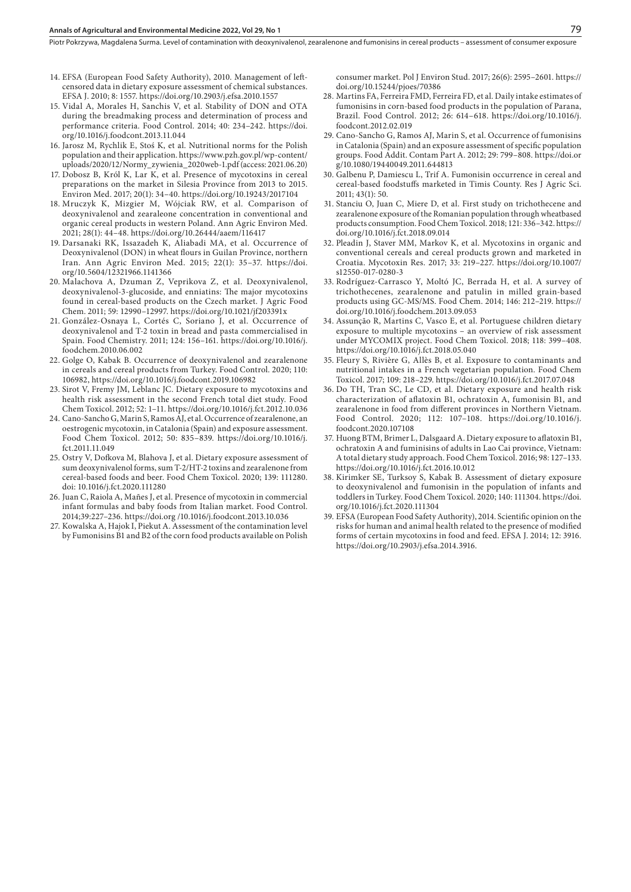14. EFSA (European Food Safety Authority), 2010. Management of left-censored data in dietary exposure assessment of chemical substances. EFSA J. 2010; 8: 1557. https://doi.org/10.2903/j.efsa.2010.1557
15. Vidal A, Morales H, Sanchis V, et al. Stability of DON and OTA during the breadmaking process and determination of process and performance criteria. Food Control. 2014; 40: 234–242. https://doi.org/10.1016/j.foodcont.2013.11.044
16. Jarosz M, Rychlik E, Stoś K, et al. Nutritional norms for the Polish population and their application. https://www.pzh.gov.pl/wp-content/uploads/2020/12/Normy_zywienia_2020web-1.pdf (access: 2021.06.20)
17. Dobosz B, Król K, Lar K, et al. Presence of mycotoxins in cereal preparations on the market in Silesia Province from 2013 to 2015. Environ Med. 2017; 20(1): 34–40. https://doi.org/10.19243/2017104
18. Mruczyk K, Mizgier M, Wójciak RW, et al. Comparison of deoxynivalenol and zearaleone concentration in conventional and organic cereal products in western Poland. Ann Agric Environ Med. 2021; 28(1): 44–48. https://doi.org/10.26444/aaem/116417
19. Darsanaki RK, Issazadeh K, Aliabadi MA, et al. Occurrence of Deoxynivalenol (DON) in wheat flours in Guilan Province, northern Iran. Ann Agric Environ Med. 2015; 22(1): 35–37. https://doi.org/10.5604/12321966.1141366
20. Malachova A, Dzuman Z, Veprikova Z, et al. Deoxynivalenol, deoxynivalenol-3-glucoside, and enniatins: The major mycotoxins found in cereal-based products on the Czech market. J Agric Food Chem. 2011; 59: 12990–12997. https://doi.org/10.1021/jf203391x
21. González-Osnaya L, Cortés C, Soriano J, et al. Occurrence of deoxynivalenol and T-2 toxin in bread and pasta commercialised in Spain. Food Chemistry. 2011; 124: 156–161. https://doi.org/10.1016/j.foodchem.2010.06.002
22. Golge O, Kabak B. Occurrence of deoxynivalenol and zearalenone in cereals and cereal products from Turkey. Food Control. 2020; 110: 106982, https://doi.org/10.1016/j.foodcont.2019.106982
23. Sirot V, Fremy JM, Leblanc JC. Dietary exposure to mycotoxins and health risk assessment in the second French total diet study. Food Chem Toxicol. 2012; 52: 1–11. https://doi.org/10.1016/j.fct.2012.10.036
24. Cano-Sancho G, Marin S, Ramos AJ, et al. Occurrence of zearalenone, an oestrogenic mycotoxin, in Catalonia (Spain) and exposure assessment. Food Chem Toxicol. 2012; 50: 835–839. https://doi.org/10.1016/j.fct.2011.11.049
25. Ostry V, Dofkova M, Blahova J, et al. Dietary exposure assessment of sum deoxynivalenol forms, sum T-2/HT-2 toxins and zearalenone from cereal-based foods and beer. Food Chem Toxicol. 2020; 139: 111280. doi: 10.1016/j.fct.2020.111280
26. Juan C, Raiola A, Mañes J, et al. Presence of mycotoxin in commercial infant formulas and baby foods from Italian market. Food Control. 2014;39:227–236. https://doi.org /10.1016/j.foodcont.2013.10.036
27. Kowalska A, Hajok I, Piekut A. Assessment of the contamination level by Fumonisins B1 and B2 of the corn food products available on Polish consumer market. Pol J Environ Stud. 2017; 26(6): 2595–2601. https://doi.org/10.15244/pjoes/70386
28. Martins FA, Ferreira FMD, Ferreira FD, et al. Daily intake estimates of fumonisins in corn-based food products in the population of Parana, Brazil. Food Control. 2012; 26: 614–618. https://doi.org/10.1016/j.foodcont.2012.02.019
29. Cano-Sancho G, Ramos AJ, Marin S, et al. Occurrence of fumonisins in Catalonia (Spain) and an exposure assessment of specific population groups. Food Addit. Contam Part A. 2012; 29: 799–808. https://doi.org/10.1080/19440049.2011.644813
30. Galbenu P, Damiescu L, Trif A. Fumonisin occurrence in cereal and cereal-based foodstuffs marketed in Timis County. Res J Agric Sci. 2011; 43(1): 50.
31. Stanciu O, Juan C, Miere D, et al. First study on trichothecene and zearalenone exposure of the Romanian population through wheatbased products consumption. Food Chem Toxicol. 2018; 121: 336–342. https://doi.org/10.1016/j.fct.2018.09.014
32. Pleadin J, Staver MM, Markov K, et al. Mycotoxins in organic and conventional cereals and cereal products grown and marketed in Croatia. Mycotoxin Res. 2017; 33: 219–227. https://doi.org/10.1007/s12550-017-0280-3
33. Rodríguez-Carrasco Y, Moltó JC, Berrada H, et al. A survey of trichothecenes, zearalenone and patulin in milled grain-based products using GC-MS/MS. Food Chem. 2014; 146: 212–219. https://doi.org/10.1016/j.foodchem.2013.09.053
34. Assunção R, Martins C, Vasco E, et al. Portuguese children dietary exposure to multiple mycotoxins – an overview of risk assessment under MYCOMIX project. Food Chem Toxicol. 2018; 118: 399–408. https://doi.org/10.1016/j.fct.2018.05.040
35. Fleury S, Rivière G, Allès B, et al. Exposure to contaminants and nutritional intakes in a French vegetarian population. Food Chem Toxicol. 2017; 109: 218–229. https://doi.org/10.1016/j.fct.2017.07.048
36. Do TH, Tran SC, Le CD, et al. Dietary exposure and health risk characterization of aflatoxin B1, ochratoxin A, fumonisin B1, and zearalenone in food from different provinces in Northern Vietnam. Food Control. 2020; 112: 107–108. https://doi.org/10.1016/j.foodcont.2020.107108
37. Huong BTM, Brimer L, Dalsgaard A. Dietary exposure to aflatoxin B1, ochratoxin A and fuminisins of adults in Lao Cai province, Vietnam: A total dietary study approach. Food Chem Toxicol. 2016; 98: 127–133. https://doi.org/10.1016/j.fct.2016.10.012
38. Kirimker SE, Turksoy S, Kabak B. Assessment of dietary exposure to deoxynivalenol and fumonisin in the population of infants and toddlers in Turkey. Food Chem Toxicol. 2020; 140: 111304. https://doi.org/10.1016/j.fct.2020.111304
39. EFSA (European Food Safety Authority), 2014. Scientific opinion on the risks for human and animal health related to the presence of modified forms of certain mycotoxins in food and feed. EFSA J. 2014; 12: 3916. https://doi.org/10.2903/j.efsa.2014.3916.